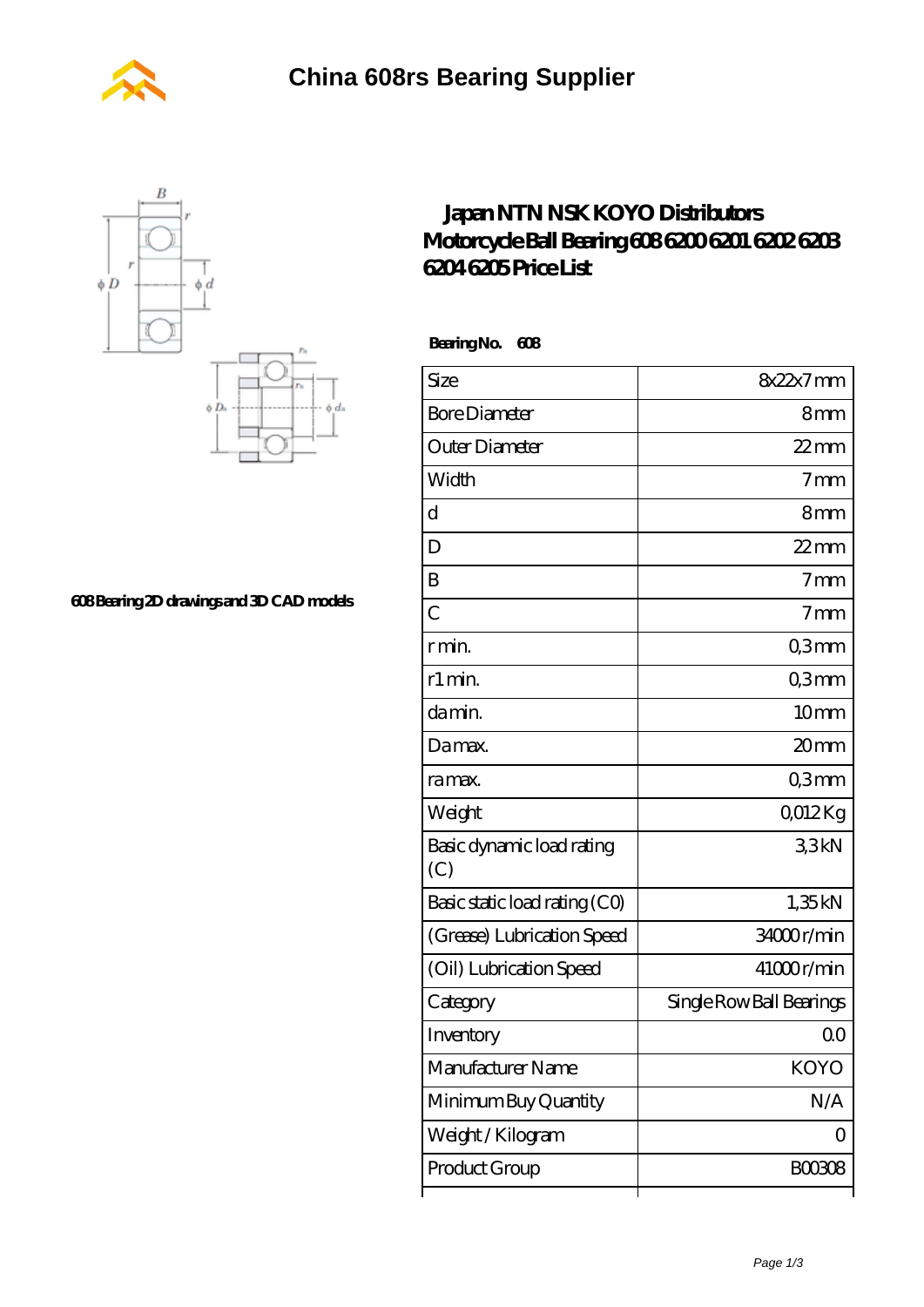# China 608rs Bearing Supplier

## Japan NTN NSK KOYO Distributors Motorcycle Ball Bearing 608 6200 6201 6202 6203 6204 6205 Price List

608 Bearing 2D drawings and 3D CAD models

**Bearing No. 608**

| Size | 8x22x7 mm |
|---|---|
| Bore Diameter | 8 mm |
| Outer Diameter | 22 mm |
| Width | 7 mm |
| d | 8 mm |
| D | 22 mm |
| B | 7 mm |
| C | 7 mm |
| r min. | 0,3 mm |
| r1 min. | 0,3 mm |
| da min. | 10 mm |
| Da max. | 20 mm |
| ra max. | 0,3 mm |
| Weight | 0,012 Kg |
| Basic dynamic load rating (C) | 3,3 kN |
| Basic static load rating (C0) | 1,35 kN |
| (Grease) Lubrication Speed | 34000 r/min |
| (Oil) Lubrication Speed | 41000 r/min |
| Category | Single Row Ball Bearings |
| Inventory | 0.0 |
| Manufacturer Name | KOYO |
| Minimum Buy Quantity | N/A |
| Weight / Kilogram | 0 |
| Product Group | B00308 |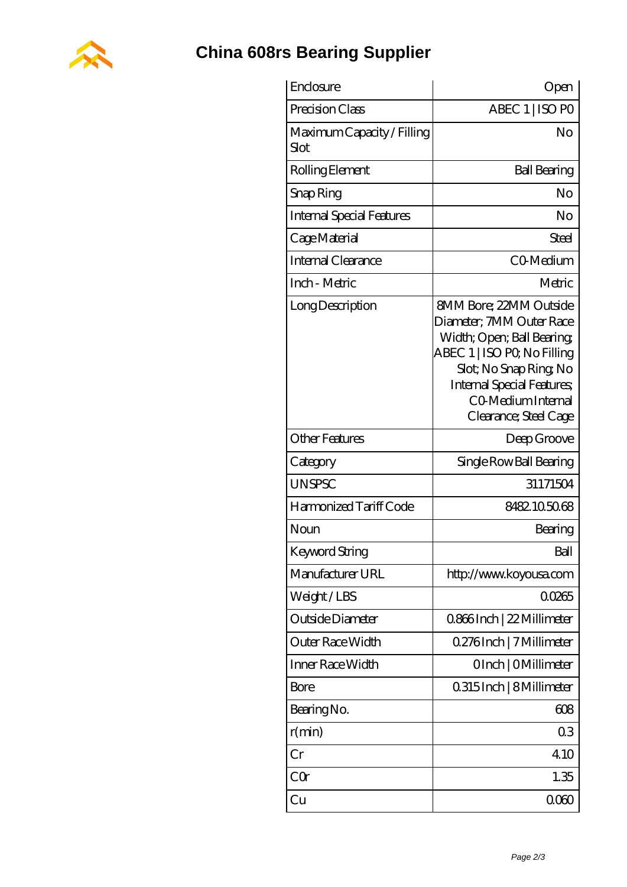# China 608rs Bearing Supplier

| | |
|---|---|
| Enclosure | Open |
| Precision Class | ABEC 1 \| ISO P0 |
| Maximum Capacity / Filling Slot | No |
| Rolling Element | Ball Bearing |
| Snap Ring | No |
| Internal Special Features | No |
| Cage Material | Steel |
| Internal Clearance | C0-Medium |
| Inch - Metric | Metric |
| Long Description | 8MM Bore; 22MM Outside Diameter; 7MM Outer Race Width; Open; Ball Bearing; ABEC 1 \| ISO P0; No Filling Slot; No Snap Ring; No Internal Special Features; C0-Medium Internal Clearance; Steel Cage |
| Other Features | Deep Groove |
| Category | Single Row Ball Bearing |
| UNSPSC | 31171504 |
| Harmonized Tariff Code | 8482.10.50.68 |
| Noun | Bearing |
| Keyword String | Ball |
| Manufacturer URL | http://www.koyousa.com |
| Weight / LBS | 0.0265 |
| Outside Diameter | 0.866 Inch \| 22 Millimeter |
| Outer Race Width | 0.276 Inch \| 7 Millimeter |
| Inner Race Width | 0 Inch \| 0 Millimeter |
| Bore | 0.315 Inch \| 8 Millimeter |
| Bearing No. | 608 |
| r(min) | 0.3 |
| Cr | 4.10 |
| C0r | 1.35 |
| Cu | 0.060 |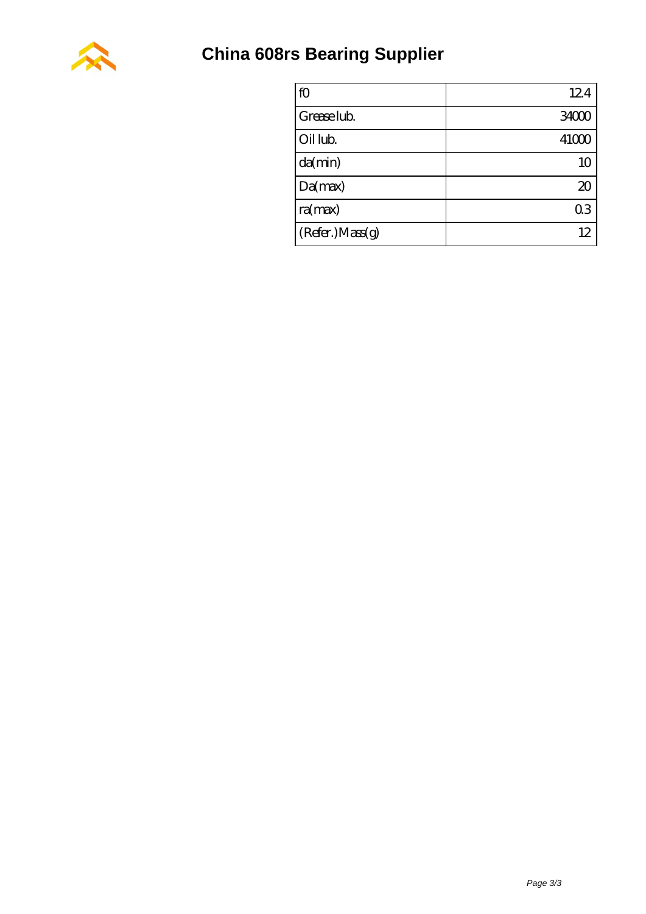# China 608rs Bearing Supplier

| | |
|---|---|
| f0 | 12.4 |
| Grease lub. | 34000 |
| Oil lub. | 41000 |
| da(min) | 10 |
| Da(max) | 20 |
| ra(max) | 0.3 |
| (Refer.)Mass(g) | 12 |